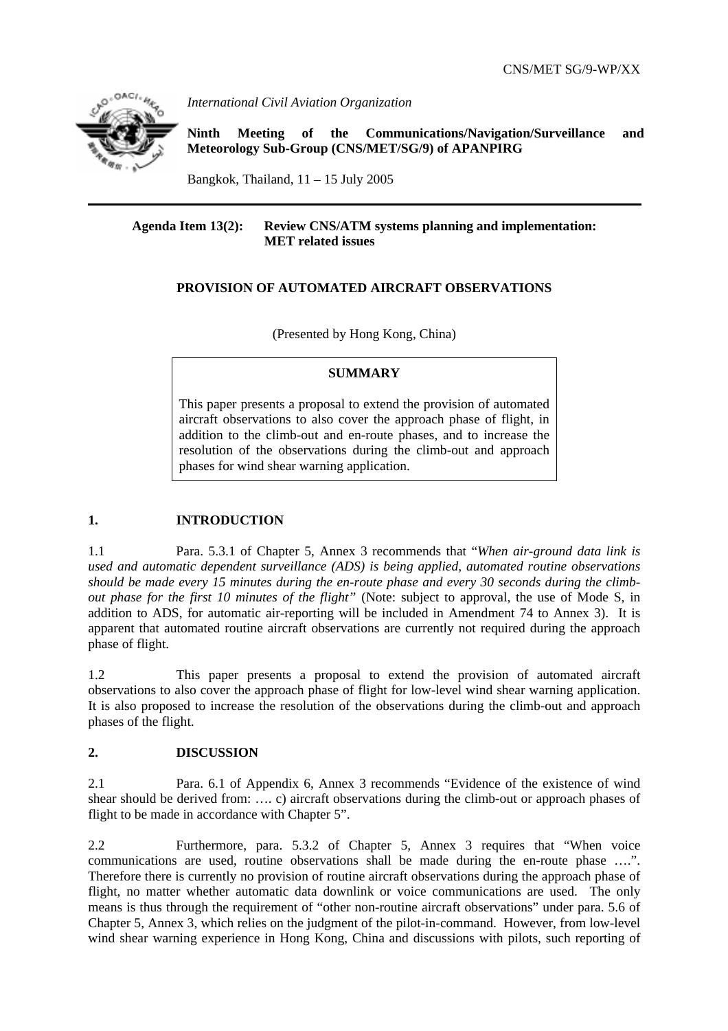CNS/MET SG/9-WP/XX

*International Civil Aviation Organization*

**Ninth Meeting of the Communications/Navigation/Surveillance and Meteorology Sub-Group (CNS/MET/SG/9) of APANPIRG**

Bangkok, Thailand, 11 – 15 July 2005

---

**Agenda Item 13(2): Review CNS/ATM systems planning and implementation: MET related issues**

**PROVISION OF AUTOMATED AIRCRAFT OBSERVATIONS**

(Presented by Hong Kong, China)

**SUMMARY**

This paper presents a proposal to extend the provision of automated aircraft observations to also cover the approach phase of flight, in addition to the climb-out and en-route phases, and to increase the resolution of the observations during the climb-out and approach phases for wind shear warning application.

## 1. INTRODUCTION

1.1 Para. 5.3.1 of Chapter 5, Annex 3 recommends that "*When air-ground data link is used and automatic dependent surveillance (ADS) is being applied, automated routine observations should be made every 15 minutes during the en-route phase and every 30 seconds during the climb-out phase for the first 10 minutes of the flight*" (Note: subject to approval, the use of Mode S, in addition to ADS, for automatic air-reporting will be included in Amendment 74 to Annex 3). It is apparent that automated routine aircraft observations are currently not required during the approach phase of flight.

1.2 This paper presents a proposal to extend the provision of automated aircraft observations to also cover the approach phase of flight for low-level wind shear warning application. It is also proposed to increase the resolution of the observations during the climb-out and approach phases of the flight.

## 2. DISCUSSION

2.1 Para. 6.1 of Appendix 6, Annex 3 recommends "Evidence of the existence of wind shear should be derived from: …. c) aircraft observations during the climb-out or approach phases of flight to be made in accordance with Chapter 5".

2.2 Furthermore, para. 5.3.2 of Chapter 5, Annex 3 requires that "When voice communications are used, routine observations shall be made during the en-route phase ….". Therefore there is currently no provision of routine aircraft observations during the approach phase of flight, no matter whether automatic data downlink or voice communications are used. The only means is thus through the requirement of "other non-routine aircraft observations" under para. 5.6 of Chapter 5, Annex 3, which relies on the judgment of the pilot-in-command. However, from low-level wind shear warning experience in Hong Kong, China and discussions with pilots, such reporting of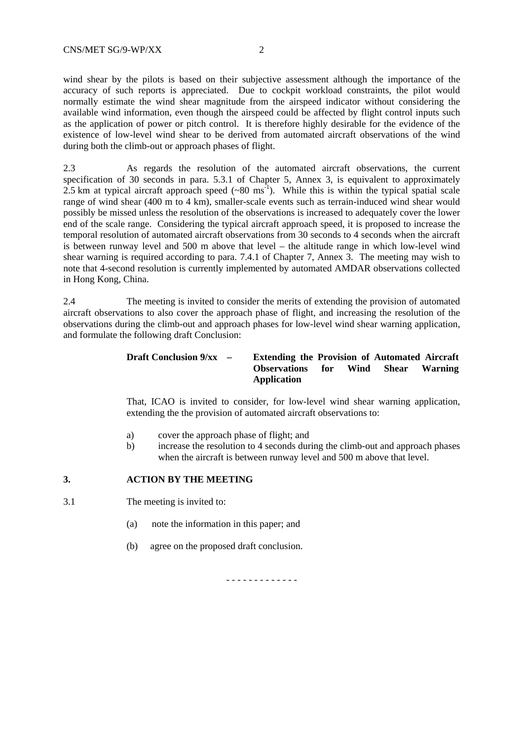wind shear by the pilots is based on their subjective assessment although the importance of the accuracy of such reports is appreciated. Due to cockpit workload constraints, the pilot would normally estimate the wind shear magnitude from the airspeed indicator without considering the available wind information, even though the airspeed could be affected by flight control inputs such as the application of power or pitch control. It is therefore highly desirable for the evidence of the existence of low-level wind shear to be derived from automated aircraft observations of the wind during both the climb-out or approach phases of flight.

2.3 As regards the resolution of the automated aircraft observations, the current specification of 30 seconds in para. 5.3.1 of Chapter 5, Annex 3, is equivalent to approximately 2.5 km at typical aircraft approach speed (~80 $ms^{-1}$). While this is within the typical spatial scale range of wind shear (400 m to 4 km), smaller-scale events such as terrain-induced wind shear would possibly be missed unless the resolution of the observations is increased to adequately cover the lower end of the scale range. Considering the typical aircraft approach speed, it is proposed to increase the temporal resolution of automated aircraft observations from 30 seconds to 4 seconds when the aircraft is between runway level and 500 m above that level – the altitude range in which low-level wind shear warning is required according to para. 7.4.1 of Chapter 7, Annex 3. The meeting may wish to note that 4-second resolution is currently implemented by automated AMDAR observations collected in Hong Kong, China.

2.4 The meeting is invited to consider the merits of extending the provision of automated aircraft observations to also cover the approach phase of flight, and increasing the resolution of the observations during the climb-out and approach phases for low-level wind shear warning application, and formulate the following draft Conclusion:

**Draft Conclusion 9/xx – Extending the Provision of Automated Aircraft Observations for Wind Shear Warning Application**

That, ICAO is invited to consider, for low-level wind shear warning application, extending the the provision of automated aircraft observations to:

a) cover the approach phase of flight; and
b) increase the resolution to 4 seconds during the climb-out and approach phases when the aircraft is between runway level and 500 m above that level.

## 3. ACTION BY THE MEETING

3.1 The meeting is invited to:

(a) note the information in this paper; and

(b) agree on the proposed draft conclusion.

\- - - - - - - - - - - - -